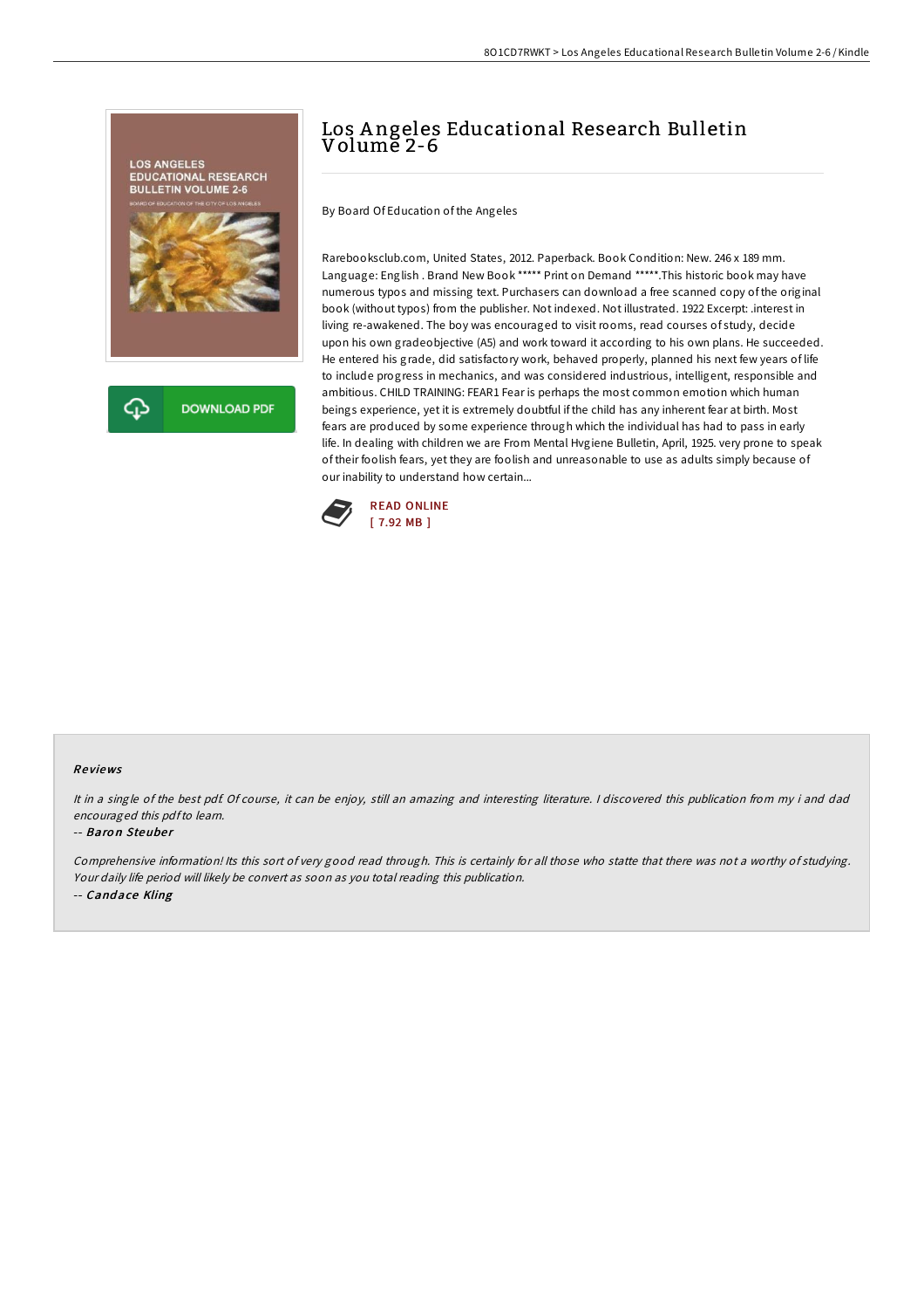# Los Angeles Educational Research Bulletin Volume 2-6

By Board Of Education of the Angeles

Rarebooksclub.com, United States, 2012. Paperback. Book Condition: New. 246 x 189 mm. Language: English . Brand New Book ***** Print on Demand *****.This historic book may have numerous typos and missing text. Purchasers can download a free scanned copy of the original book (without typos) from the publisher. Not indexed. Not illustrated. 1922 Excerpt: .interest in living re-awakened. The boy was encouraged to visit rooms, read courses of study, decide upon his own gradeobjective (A5) and work toward it according to his own plans. He succeeded. He entered his grade, did satisfactory work, behaved properly, planned his next few years of life to include progress in mechanics, and was considered industrious, intelligent, responsible and ambitious. CHILD TRAINING: FEAR1 Fear is perhaps the most common emotion which human beings experience, yet it is extremely doubtful if the child has any inherent fear at birth. Most fears are produced by some experience through which the individual has had to pass in early life. In dealing with children we are From Mental Hvgiene Bulletin, April, 1925. very prone to speak of their foolish fears, yet they are foolish and unreasonable to use as adults simply because of our inability to understand how certain...

READ ONLINE
[ 7.92 MB ]

## Reviews

*It in a single of the best pdf. Of course, it can be enjoy, still an amazing and interesting literature. I discovered this publication from my i and dad encouraged this pdf to learn.*

-- *Baron Steuber*

*Comprehensive information! Its this sort of very good read through. This is certainly for all those who statte that there was not a worthy of studying. Your daily life period will likely be convert as soon as you total reading this publication.*

-- *Candace Kling*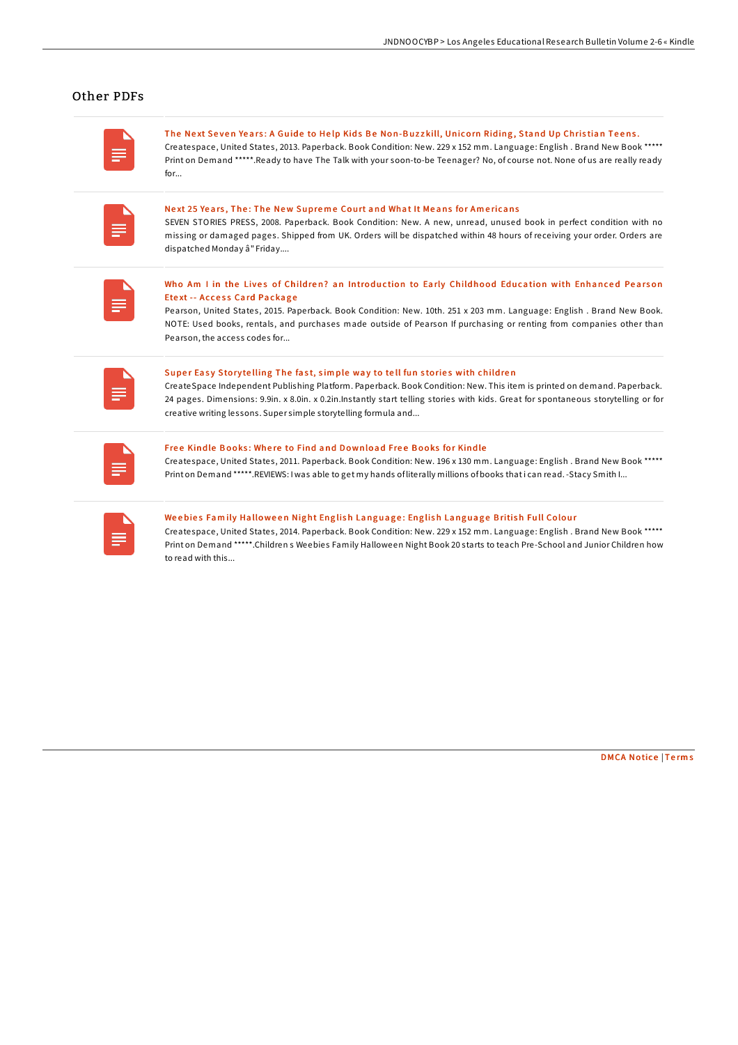## Other PDFs

**The Next Seven Years: A Guide to Help Kids Be Non-Buzzkill, Unicorn Riding, Stand Up Christian Teens.**

Createspace, United States, 2013. Paperback. Book Condition: New. 229 x 152 mm. Language: English . Brand New Book ***** Print on Demand *****.Ready to have The Talk with your soon-to-be Teenager? No, of course not. None of us are really ready for...

**Next 25 Years, The: The New Supreme Court and What It Means for Americans**

SEVEN STORIES PRESS, 2008. Paperback. Book Condition: New. A new, unread, unused book in perfect condition with no missing or damaged pages. Shipped from UK. Orders will be dispatched within 48 hours of receiving your order. Orders are dispatched Monday â" Friday....

**Who Am I in the Lives of Children? an Introduction to Early Childhood Education with Enhanced Pearson Etext -- Access Card Package**

Pearson, United States, 2015. Paperback. Book Condition: New. 10th. 251 x 203 mm. Language: English . Brand New Book. NOTE: Used books, rentals, and purchases made outside of Pearson If purchasing or renting from companies other than Pearson, the access codes for...

**Super Easy Storytelling The fast, simple way to tell fun stories with children**

CreateSpace Independent Publishing Platform. Paperback. Book Condition: New. This item is printed on demand. Paperback. 24 pages. Dimensions: 9.9in. x 8.0in. x 0.2in.Instantly start telling stories with kids. Great for spontaneous storytelling or for creative writing lessons. Super simple storytelling formula and...

**Free Kindle Books: Where to Find and Download Free Books for Kindle**

Createspace, United States, 2011. Paperback. Book Condition: New. 196 x 130 mm. Language: English . Brand New Book ***** Print on Demand *****.REVIEWS: I was able to get my hands of literally millions of books that i can read. -Stacy Smith I...

**Weebies Family Halloween Night English Language: English Language British Full Colour**

Createspace, United States, 2014. Paperback. Book Condition: New. 229 x 152 mm. Language: English . Brand New Book ***** Print on Demand *****.Children s Weebies Family Halloween Night Book 20 starts to teach Pre-School and Junior Children how to read with this...